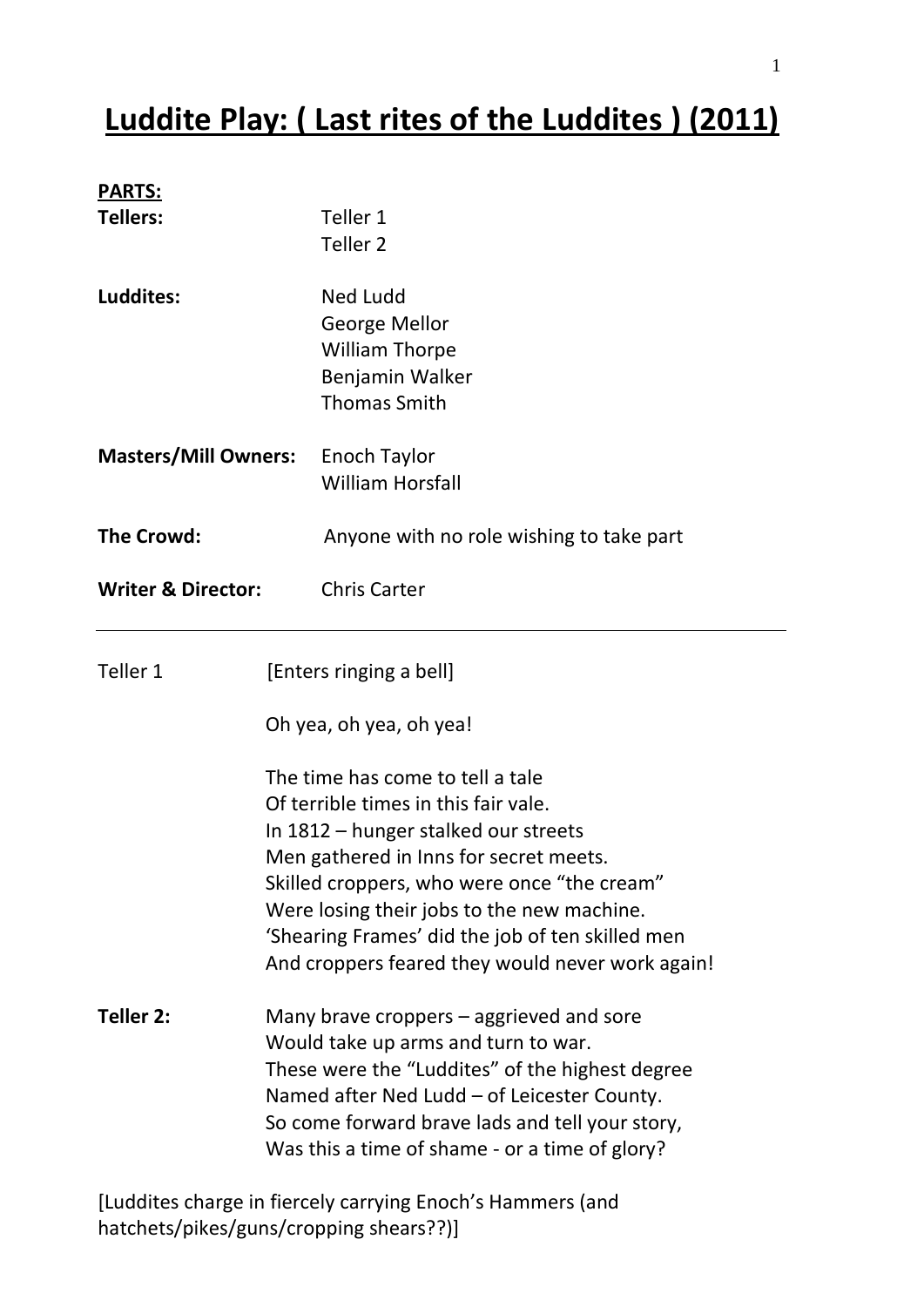# Luddite Play: ( Last rites of the Luddites ) (2011)

**PARTS:**

**Tellers:** Teller 1
Teller 2

**Luddites:** Ned Ludd
George Mellor
William Thorpe
Benjamin Walker
Thomas Smith

**Masters/Mill Owners:** Enoch Taylor
William Horsfall

**The Crowd:** Anyone with no role wishing to take part

**Writer & Director:** Chris Carter

---

Teller 1 [Enters ringing a bell]

Oh yea, oh yea, oh yea!

The time has come to tell a tale
Of terrible times in this fair vale.
In 1812 – hunger stalked our streets
Men gathered in Inns for secret meets.
Skilled croppers, who were once "the cream"
Were losing their jobs to the new machine.
'Shearing Frames' did the job of ten skilled men
And croppers feared they would never work again!

**Teller 2:** Many brave croppers – aggrieved and sore
Would take up arms and turn to war.
These were the "Luddites" of the highest degree
Named after Ned Ludd – of Leicester County.
So come forward brave lads and tell your story,
Was this a time of shame - or a time of glory?

[Luddites charge in fiercely carrying Enoch's Hammers (and hatchets/pikes/guns/cropping shears??)]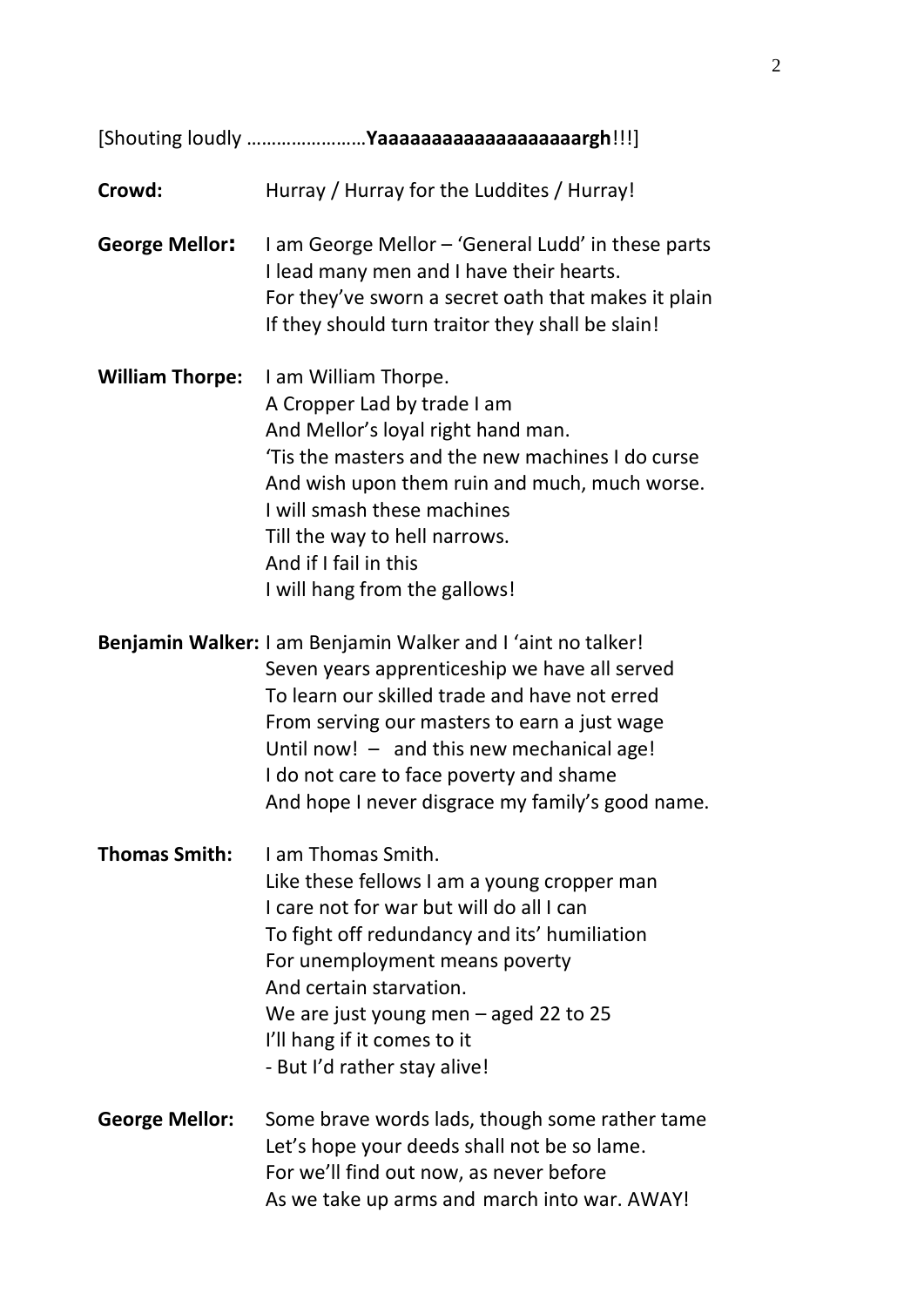[Shouting loudly ……………………**Yaaaaaaaaaaaaaaaaaaargh**!!!]

**Crowd:** Hurray / Hurray for the Luddites / Hurray!

**George Mellor:** I am George Mellor – 'General Ludd' in these parts
I lead many men and I have their hearts.
For they've sworn a secret oath that makes it plain
If they should turn traitor they shall be slain!

**William Thorpe:** I am William Thorpe.
A Cropper Lad by trade I am
And Mellor's loyal right hand man.
'Tis the masters and the new machines I do curse
And wish upon them ruin and much, much worse.
I will smash these machines
Till the way to hell narrows.
And if I fail in this
I will hang from the gallows!

**Benjamin Walker:** I am Benjamin Walker and I 'aint no talker!
Seven years apprenticeship we have all served
To learn our skilled trade and have not erred
From serving our masters to earn a just wage
Until now! – and this new mechanical age!
I do not care to face poverty and shame
And hope I never disgrace my family's good name.

**Thomas Smith:** I am Thomas Smith.
Like these fellows I am a young cropper man
I care not for war but will do all I can
To fight off redundancy and its' humiliation
For unemployment means poverty
And certain starvation.
We are just young men – aged 22 to 25
I'll hang if it comes to it
- But I'd rather stay alive!

**George Mellor:** Some brave words lads, though some rather tame
Let's hope your deeds shall not be so lame.
For we'll find out now, as never before
As we take up arms and march into war. AWAY!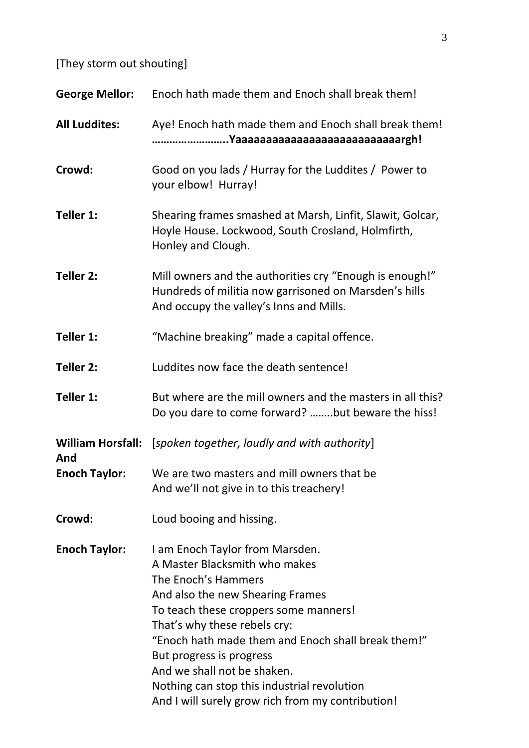[They storm out shouting]

**George Mellor:** Enoch hath made them and Enoch shall break them!

**All Luddites:** Aye! Enoch hath made them and Enoch shall break them! **……………………..Yaaaaaaaaaaaaaaaaaaaaaaaaaaargh!**

**Crowd:** Good on you lads / Hurray for the Luddites / Power to your elbow! Hurray!

**Teller 1:** Shearing frames smashed at Marsh, Linfit, Slawit, Golcar, Hoyle House. Lockwood, South Crosland, Holmfirth, Honley and Clough.

**Teller 2:** Mill owners and the authorities cry "Enough is enough!"
Hundreds of militia now garrisoned on Marsden's hills
And occupy the valley's Inns and Mills.

**Teller 1:** "Machine breaking" made a capital offence.

**Teller 2:** Luddites now face the death sentence!

**Teller 1:** But where are the mill owners and the masters in all this?
Do you dare to come forward? ……..but beware the hiss!

**William Horsfall: And Enoch Taylor:** [*spoken together, loudly and with authority*]
We are two masters and mill owners that be
And we'll not give in to this treachery!

**Crowd:** Loud booing and hissing.

**Enoch Taylor:** I am Enoch Taylor from Marsden.
A Master Blacksmith who makes
The Enoch's Hammers
And also the new Shearing Frames
To teach these croppers some manners!
That's why these rebels cry:
"Enoch hath made them and Enoch shall break them!"
But progress is progress
And we shall not be shaken.
Nothing can stop this industrial revolution
And I will surely grow rich from my contribution!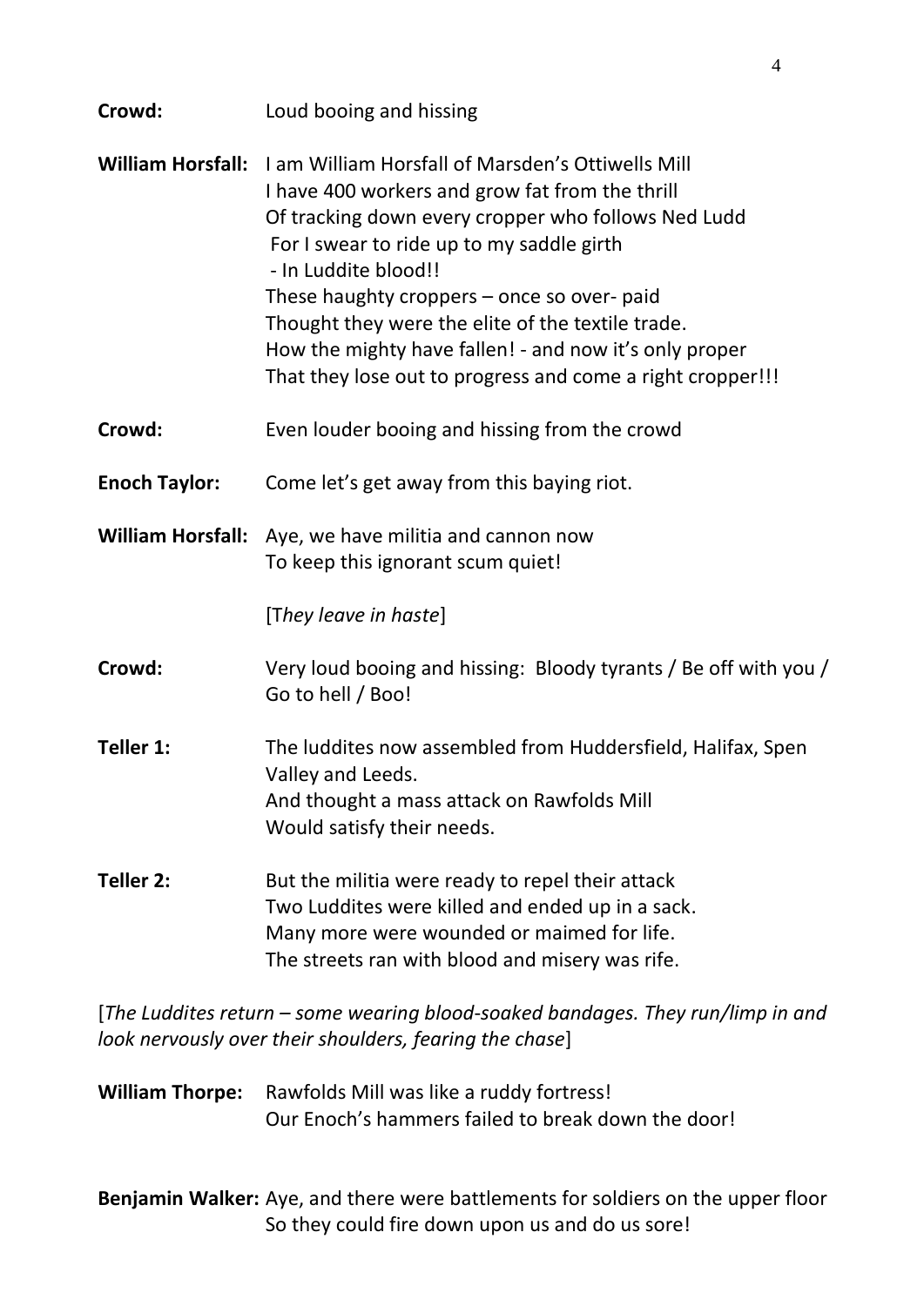**Crowd:** Loud booing and hissing

**William Horsfall:** I am William Horsfall of Marsden's Ottiwells Mill
I have 400 workers and grow fat from the thrill
Of tracking down every cropper who follows Ned Ludd
For I swear to ride up to my saddle girth
- In Luddite blood!!
These haughty croppers – once so over- paid
Thought they were the elite of the textile trade.
How the mighty have fallen! - and now it's only proper
That they lose out to progress and come a right cropper!!!

**Crowd:** Even louder booing and hissing from the crowd

**Enoch Taylor:** Come let's get away from this baying riot.

**William Horsfall:** Aye, we have militia and cannon now
To keep this ignorant scum quiet!

[*They leave in haste*]

**Crowd:** Very loud booing and hissing: Bloody tyrants / Be off with you / Go to hell / Boo!

**Teller 1:** The luddites now assembled from Huddersfield, Halifax, Spen Valley and Leeds.
And thought a mass attack on Rawfolds Mill
Would satisfy their needs.

**Teller 2:** But the militia were ready to repel their attack
Two Luddites were killed and ended up in a sack.
Many more were wounded or maimed for life.
The streets ran with blood and misery was rife.

[*The Luddites return – some wearing blood-soaked bandages. They run/limp in and look nervously over their shoulders, fearing the chase*]

**William Thorpe:** Rawfolds Mill was like a ruddy fortress!
Our Enoch's hammers failed to break down the door!

**Benjamin Walker:** Aye, and there were battlements for soldiers on the upper floor
So they could fire down upon us and do us sore!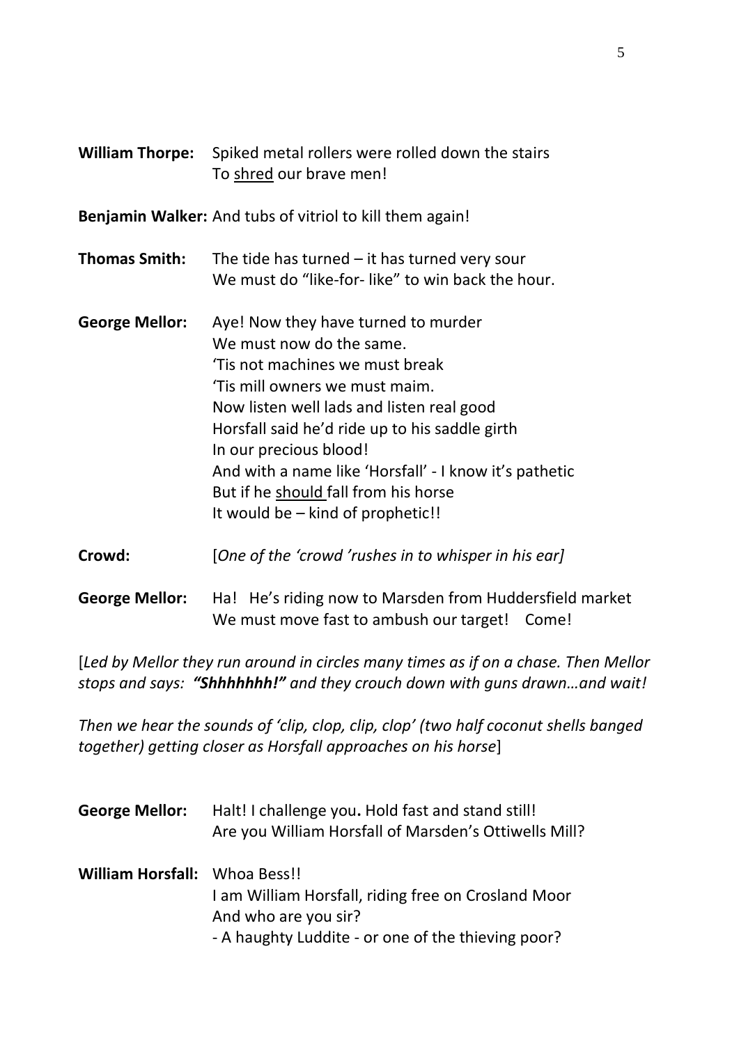**William Thorpe:** Spiked metal rollers were rolled down the stairs
To <u>shred</u> our brave men!

**Benjamin Walker:** And tubs of vitriol to kill them again!

**Thomas Smith:** The tide has turned – it has turned very sour
We must do "like-for- like" to win back the hour.

**George Mellor:** Aye! Now they have turned to murder
We must now do the same.
'Tis not machines we must break
'Tis mill owners we must maim.
Now listen well lads and listen real good
Horsfall said he'd ride up to his saddle girth
In our precious blood!
And with a name like 'Horsfall' - I know it's pathetic
But if he <u>should</u> fall from his horse
It would be – kind of prophetic!!

**Crowd:** [*One of the 'crowd 'rushes in to whisper in his ear]*

**George Mellor:** Ha! He's riding now to Marsden from Huddersfield market
We must move fast to ambush our target! Come!

[*Led by Mellor they run around in circles many times as if on a chase. Then Mellor stops and says:* ***"Shhhhhhh!"*** *and they crouch down with guns drawn…and wait!*

*Then we hear the sounds of 'clip, clop, clip, clop' (two half coconut shells banged together) getting closer as Horsfall approaches on his horse*]

**George Mellor:** Halt! I challenge you**.** Hold fast and stand still!
Are you William Horsfall of Marsden's Ottiwells Mill?

**William Horsfall:** Whoa Bess!!
I am William Horsfall, riding free on Crosland Moor
And who are you sir?
- A haughty Luddite - or one of the thieving poor?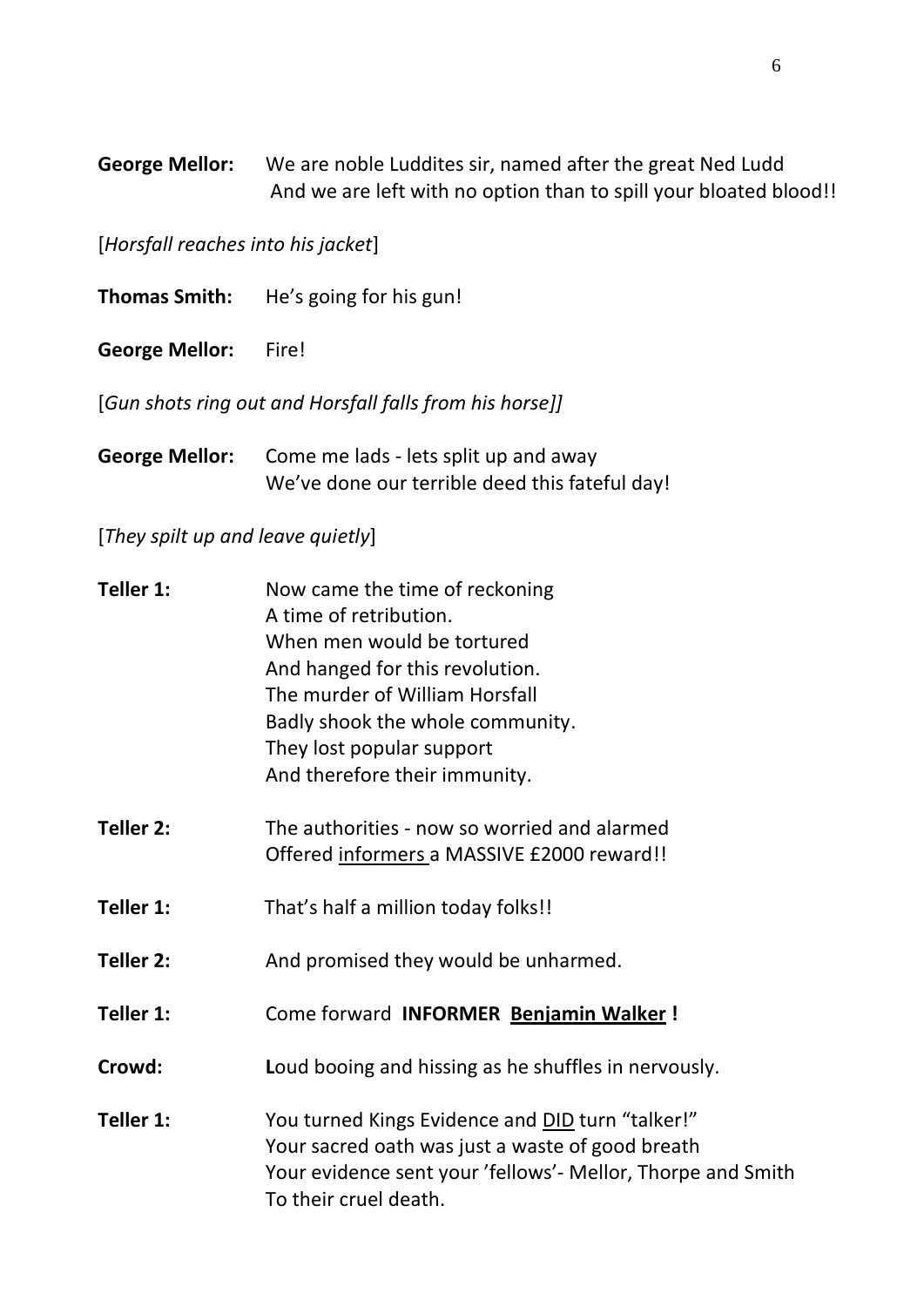**George Mellor:** We are noble Luddites sir, named after the great Ned Ludd
And we are left with no option than to spill your bloated blood!!

[*Horsfall reaches into his jacket*]

**Thomas Smith:** He's going for his gun!

**George Mellor:** Fire!

[*Gun shots ring out and Horsfall falls from his horse]]*

**George Mellor:** Come me lads - lets split up and away
We've done our terrible deed this fateful day!

[*They spilt up and leave quietly*]

**Teller 1:** Now came the time of reckoning
A time of retribution.
When men would be tortured
And hanged for this revolution.
The murder of William Horsfall
Badly shook the whole community.
They lost popular support
And therefore their immunity.

**Teller 2:** The authorities - now so worried and alarmed
Offered <u>informers</u> a MASSIVE £2000 reward!!

**Teller 1:** That's half a million today folks!!

**Teller 2:** And promised they would be unharmed.

**Teller 1:** Come forward **INFORMER** **<u>Benjamin Walker</u> !**

**Crowd:** **L**oud booing and hissing as he shuffles in nervously.

**Teller 1:** You turned Kings Evidence and <u>DID</u> turn "talker!"
Your sacred oath was just a waste of good breath
Your evidence sent your 'fellows'- Mellor, Thorpe and Smith
To their cruel death.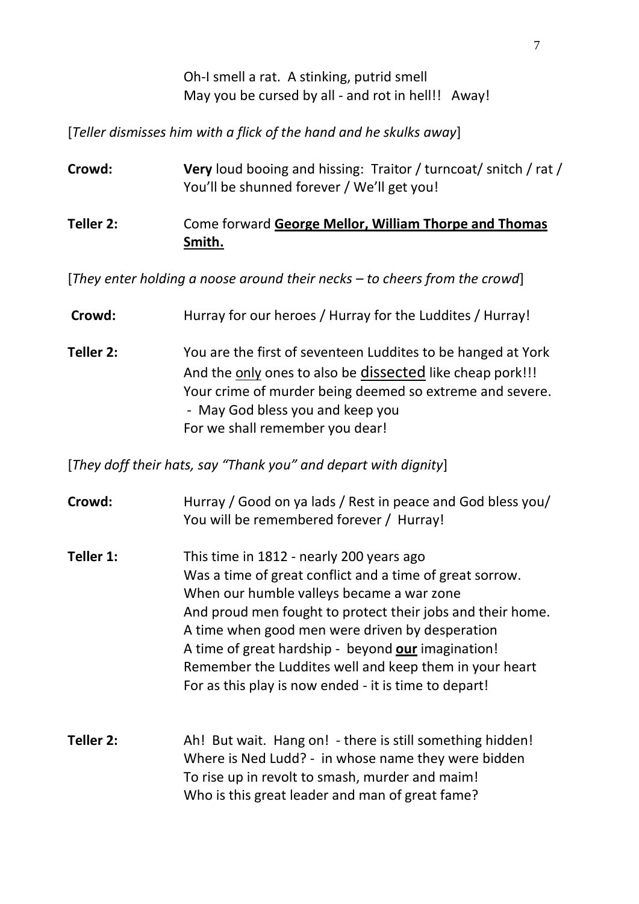Oh-I smell a rat. A stinking, putrid smell
May you be cursed by all - and rot in hell!! Away!

[*Teller dismisses him with a flick of the hand and he skulks away*]

**Crowd:** **Very** loud booing and hissing: Traitor / turncoat/ snitch / rat / You'll be shunned forever / We'll get you!

**Teller 2:** Come forward **<u>George Mellor, William Thorpe and Thomas Smith.</u>**

[*They enter holding a noose around their necks – to cheers from the crowd*]

**Crowd:** Hurray for our heroes / Hurray for the Luddites / Hurray!

**Teller 2:** You are the first of seventeen Luddites to be hanged at York
And the <u>only</u> ones to also be <u>dissected</u> like cheap pork!!!
Your crime of murder being deemed so extreme and severe.
- May God bless you and keep you
For we shall remember you dear!

[*They doff their hats, say "Thank you" and depart with dignity*]

**Crowd:** Hurray / Good on ya lads / Rest in peace and God bless you/ You will be remembered forever / Hurray!

**Teller 1:** This time in 1812 - nearly 200 years ago
Was a time of great conflict and a time of great sorrow.
When our humble valleys became a war zone
And proud men fought to protect their jobs and their home.
A time when good men were driven by desperation
A time of great hardship - beyond **<u>our</u>** imagination!
Remember the Luddites well and keep them in your heart
For as this play is now ended - it is time to depart!

**Teller 2:** Ah! But wait. Hang on! - there is still something hidden!
Where is Ned Ludd? - in whose name they were bidden
To rise up in revolt to smash, murder and maim!
Who is this great leader and man of great fame?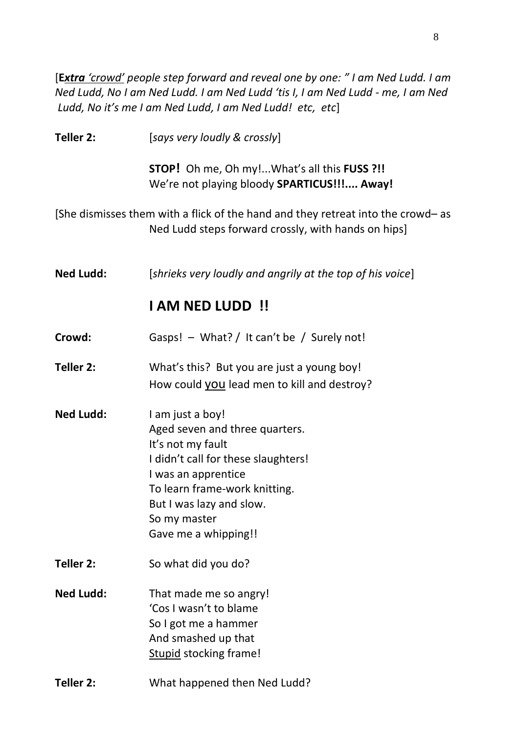[***Extra*** *'crowd' people step forward and reveal one by one: " I am Ned Ludd. I am Ned Ludd, No I am Ned Ludd. I am Ned Ludd 'tis I, I am Ned Ludd - me, I am Ned Ludd, No it's me I am Ned Ludd, I am Ned Ludd! etc, etc*]

**Teller 2:** [*says very loudly & crossly*]

**STOP!** Oh me, Oh my!...What's all this **FUSS ?!!**
We're not playing bloody **SPARTICUS!!!.... Away!**

[She dismisses them with a flick of the hand and they retreat into the crowd– as Ned Ludd steps forward crossly, with hands on hips]

**Ned Ludd:** [*shrieks very loudly and angrily at the top of his voice*]

## I AM NED LUDD !!

**Crowd:** Gasps! – What? / It can't be / Surely not!

**Teller 2:** What's this? But you are just a young boy!
How could <u>you</u> lead men to kill and destroy?

**Ned Ludd:** I am just a boy!
Aged seven and three quarters.
It's not my fault
I didn't call for these slaughters!
I was an apprentice
To learn frame-work knitting.
But I was lazy and slow.
So my master
Gave me a whipping!!

**Teller 2:** So what did you do?

**Ned Ludd:** That made me so angry!
'Cos I wasn't to blame
So I got me a hammer
And smashed up that
<u>Stupid</u> stocking frame!

**Teller 2:** What happened then Ned Ludd?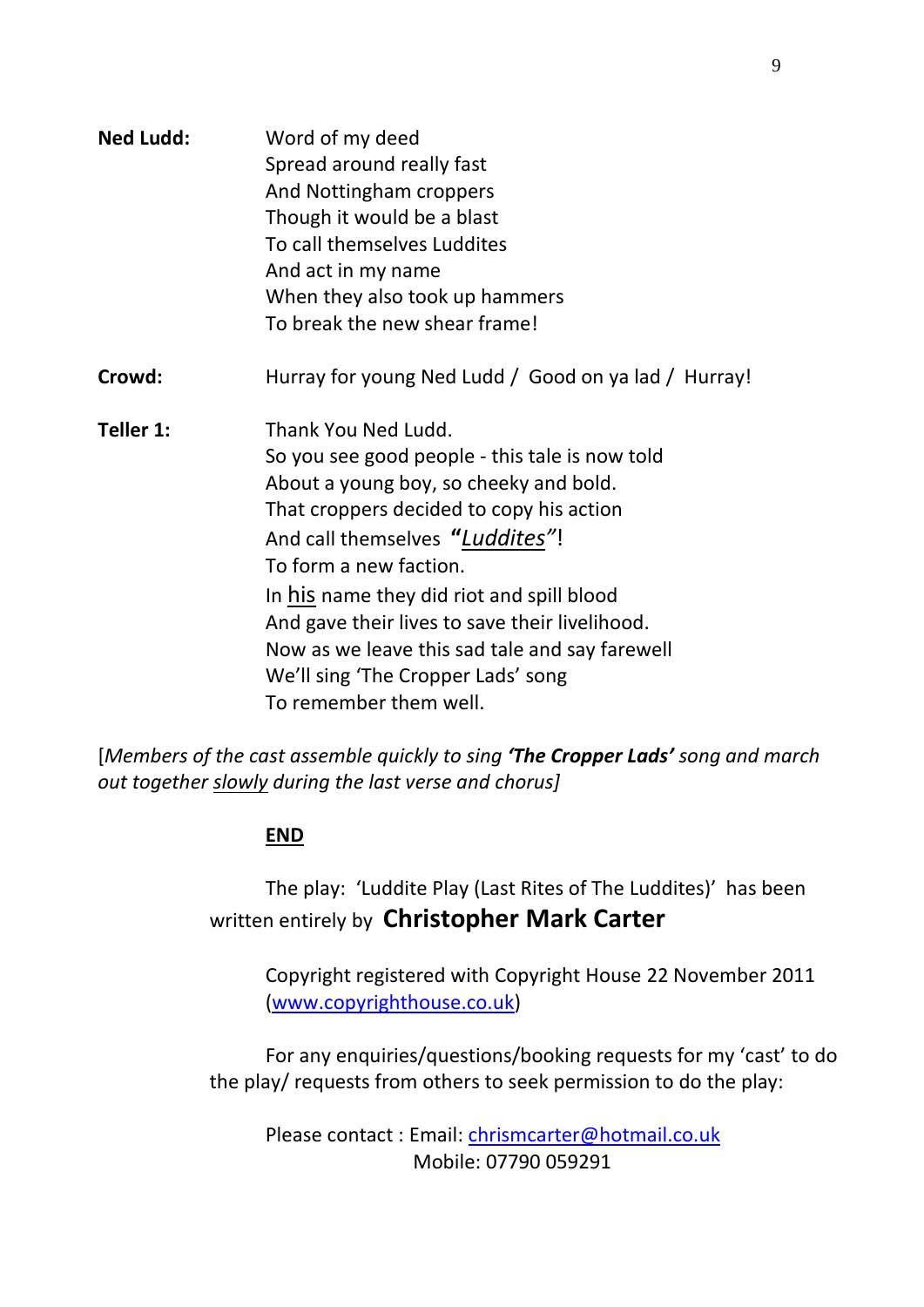**Ned Ludd:** Word of my deed
Spread around really fast
And Nottingham croppers
Though it would be a blast
To call themselves Luddites
And act in my name
When they also took up hammers
To break the new shear frame!

**Crowd:** Hurray for young Ned Ludd / Good on ya lad / Hurray!

**Teller 1:** Thank You Ned Ludd.
So you see good people - this tale is now told
About a young boy, so cheeky and bold.
That croppers decided to copy his action
And call themselves **"***Luddites"*!
To form a new faction.
In his name they did riot and spill blood
And gave their lives to save their livelihood.
Now as we leave this sad tale and say farewell
We'll sing 'The Cropper Lads' song
To remember them well.

[*Members of the cast assemble quickly to sing* ***'The Cropper Lads'*** *song and march out together slowly during the last verse and chorus]*

**END**

The play: 'Luddite Play (Last Rites of The Luddites)' has been written entirely by **Christopher Mark Carter**

Copyright registered with Copyright House 22 November 2011 (www.copyrighthouse.co.uk)

For any enquiries/questions/booking requests for my 'cast' to do the play/ requests from others to seek permission to do the play:

Please contact : Email: chrismcarter@hotmail.co.uk
Mobile: 07790 059291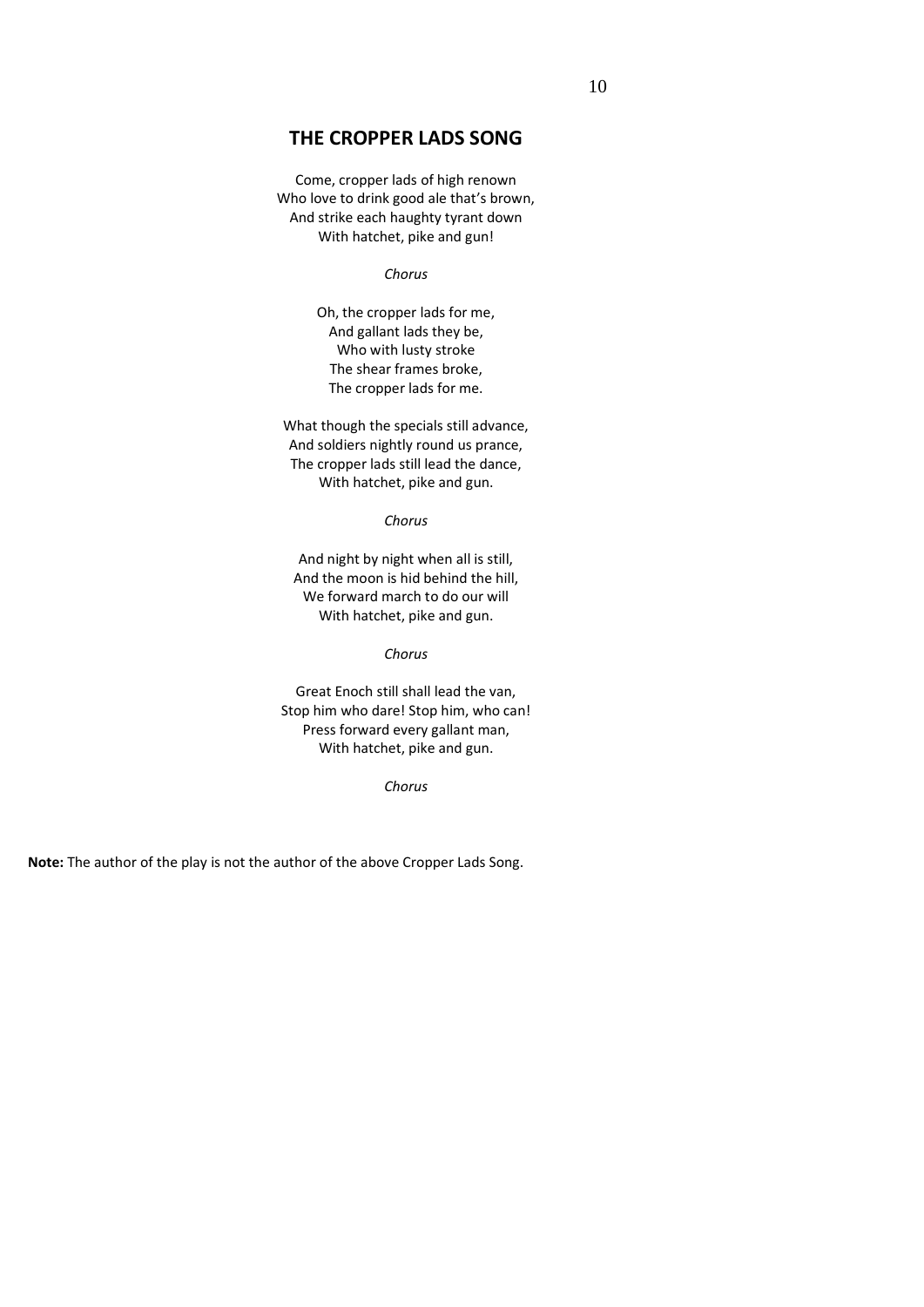## THE CROPPER LADS SONG

Come, cropper lads of high renown
Who love to drink good ale that's brown,
And strike each haughty tyrant down
With hatchet, pike and gun!

*Chorus*

Oh, the cropper lads for me,
And gallant lads they be,
Who with lusty stroke
The shear frames broke,
The cropper lads for me.

What though the specials still advance,
And soldiers nightly round us prance,
The cropper lads still lead the dance,
With hatchet, pike and gun.

*Chorus*

And night by night when all is still,
And the moon is hid behind the hill,
We forward march to do our will
With hatchet, pike and gun.

*Chorus*

Great Enoch still shall lead the van,
Stop him who dare! Stop him, who can!
Press forward every gallant man,
With hatchet, pike and gun.

*Chorus*

**Note:** The author of the play is not the author of the above Cropper Lads Song.